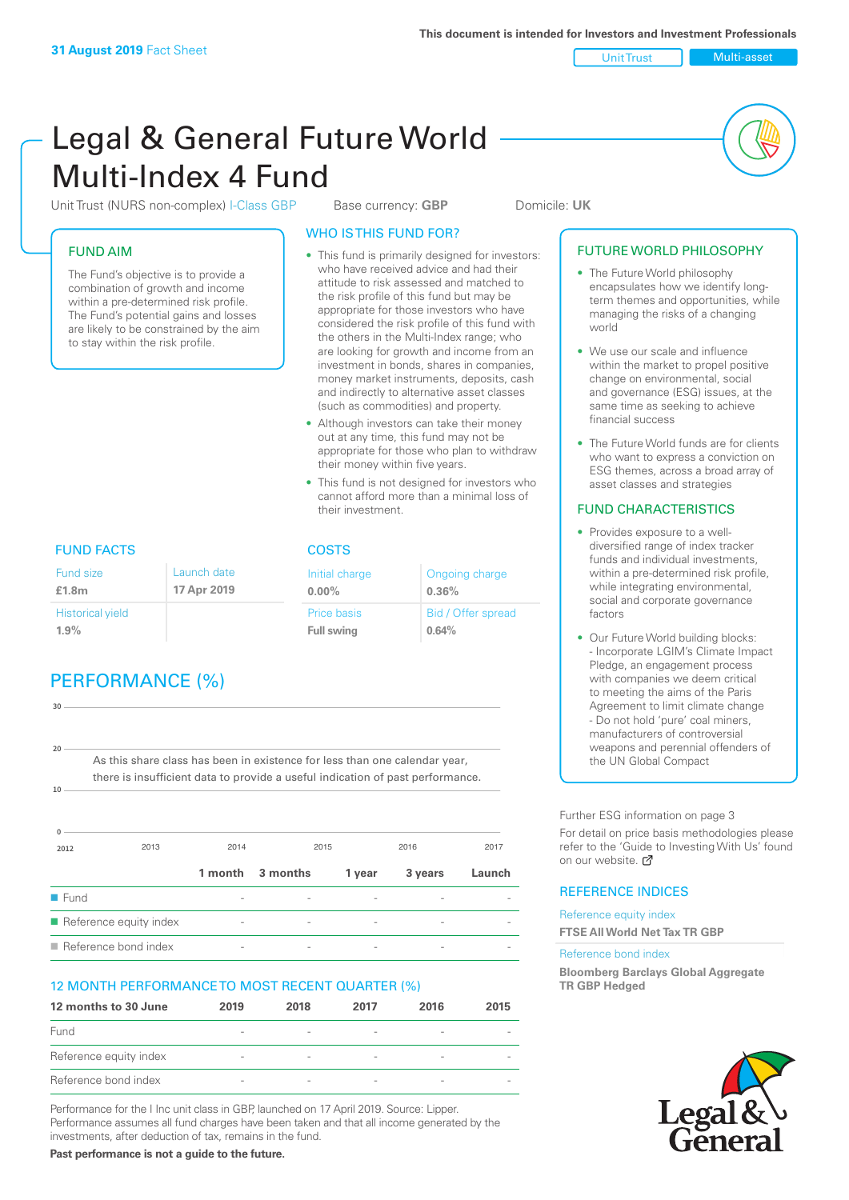**31 August 2019** Fact Sheet

This document is intended for Investors and Investment Professionals

Unit Trust | Multi-asset

# Legal & General Future World Multi-Index 4 Fund

Unit Trust (NURS non-complex) I-Class GBP    Base currency: **GBP**    Domicile: **UK**

## FUND AIM

The Fund's objective is to provide a combination of growth and income within a pre-determined risk profile. The Fund's potential gains and losses are likely to be constrained by the aim to stay within the risk profile.

## WHO IS THIS FUND FOR?

- This fund is primarily designed for investors: who have received advice and had their attitude to risk assessed and matched to the risk profile of this fund but may be appropriate for those investors who have considered the risk profile of this fund with the others in the Multi-Index range; who are looking for growth and income from an investment in bonds, shares in companies, money market instruments, deposits, cash and indirectly to alternative asset classes (such as commodities) and property.
- Although investors can take their money out at any time, this fund may not be appropriate for those who plan to withdraw their money within five years.
- This fund is not designed for investors who cannot afford more than a minimal loss of their investment.

## FUND FACTS

| Fund size | Launch date |
|---|---|
| **£1.8m** | **17 Apr 2019** |
| Historical yield | |
| **1.9%** | |

## COSTS

| Initial charge | Ongoing charge |
|---|---|
| **0.00%** | **0.36%** |
| Price basis | Bid / Offer spread |
| **Full swing** | **0.64%** |

## PERFORMANCE (%)

As this share class has been in existence for less than one calendar year, there is insufficient data to provide a useful indication of past performance.

| | 1 month | 3 months | 1 year | 3 years | Launch |
|---|---|---|---|---|---|
| Fund | - | - | - | - | - |
| Reference equity index | - | - | - | - | - |
| Reference bond index | - | - | - | - | - |

## 12 MONTH PERFORMANCE TO MOST RECENT QUARTER (%)

| 12 months to 30 June | 2019 | 2018 | 2017 | 2016 | 2015 |
|---|---|---|---|---|---|
| Fund | - | - | - | - | - |
| Reference equity index | - | - | - | - | - |
| Reference bond index | - | - | - | - | - |

Performance for the I Inc unit class in GBP, launched on 17 April 2019. Source: Lipper. Performance assumes all fund charges have been taken and that all income generated by the investments, after deduction of tax, remains in the fund.

**Past performance is not a guide to the future.**

## FUTURE WORLD PHILOSOPHY

- The Future World philosophy encapsulates how we identify long-term themes and opportunities, while managing the risks of a changing world
- We use our scale and influence within the market to propel positive change on environmental, social and governance (ESG) issues, at the same time as seeking to achieve financial success
- The Future World funds are for clients who want to express a conviction on ESG themes, across a broad array of asset classes and strategies

## FUND CHARACTERISTICS

- Provides exposure to a well-diversified range of index tracker funds and individual investments, within a pre-determined risk profile, while integrating environmental, social and corporate governance factors
- Our Future World building blocks:
  - Incorporate LGIM's Climate Impact Pledge, an engagement process with companies we deem critical to meeting the aims of the Paris Agreement to limit climate change
  - Do not hold 'pure' coal miners, manufacturers of controversial weapons and perennial offenders of the UN Global Compact

Further ESG information on page 3

For detail on price basis methodologies please refer to the 'Guide to Investing With Us' found on our website.

## REFERENCE INDICES

Reference equity index

**FTSE All World Net Tax TR GBP**

Reference bond index

**Bloomberg Barclays Global Aggregate TR GBP Hedged**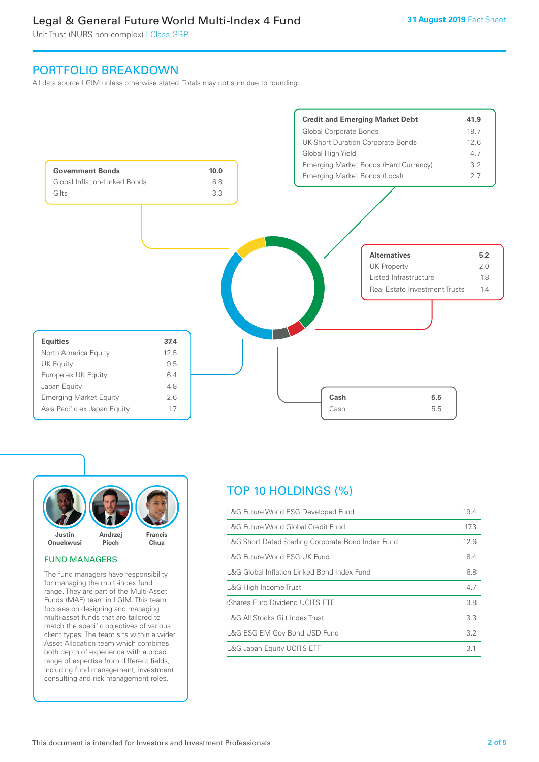## PORTFOLIO BREAKDOWN

All data source LGIM unless otherwise stated. Totals may not sum due to rounding.

| Government Bonds | 10.0 |
|---|---|
| Global Inflation-Linked Bonds | 6.8 |
| Gilts | 3.3 |

| Credit and Emerging Market Debt | 41.9 |
|---|---|
| Global Corporate Bonds | 18.7 |
| UK Short Duration Corporate Bonds | 12.6 |
| Global High Yield | 4.7 |
| Emerging Market Bonds (Hard Currency) | 3.2 |
| Emerging Market Bonds (Local) | 2.7 |

| Alternatives | 5.2 |
|---|---|
| UK Property | 2.0 |
| Listed Infrastructure | 1.8 |
| Real Estate Investment Trusts | 1.4 |

| Equities | 37.4 |
|---|---|
| North America Equity | 12.5 |
| UK Equity | 9.5 |
| Europe ex UK Equity | 6.4 |
| Japan Equity | 4.8 |
| Emerging Market Equity | 2.6 |
| Asia Pacific ex Japan Equity | 1.7 |

| Cash | 5.5 |
|---|---|
| Cash | 5.5 |

Justin Onuekwusi, Andrzej Pioch, Francis Chua

### FUND MANAGERS

The fund managers have responsibility for managing the multi-index fund range. They are part of the Multi-Asset Funds (MAF) team in LGIM. This team focuses on designing and managing multi-asset funds that are tailored to match the specific objectives of various client types. The team sits within a wider Asset Allocation team which combines both depth of experience with a broad range of expertise from different fields, including fund management, investment consulting and risk management roles.

## TOP 10 HOLDINGS (%)

| Holding | % |
|---|---|
| L&G Future World ESG Developed Fund | 19.4 |
| L&G Future World Global Credit Fund | 17.3 |
| L&G Short Dated Sterling Corporate Bond Index Fund | 12.6 |
| L&G Future World ESG UK Fund | 8.4 |
| L&G Global Inflation Linked Bond Index Fund | 6.8 |
| L&G High Income Trust | 4.7 |
| iShares Euro Dividend UCITS ETF | 3.8 |
| L&G All Stocks Gilt Index Trust | 3.3 |
| L&G ESG EM Gov Bond USD Fund | 3.2 |
| L&G Japan Equity UCITS ETF | 3.1 |

This document is intended for Investors and Investment Professionals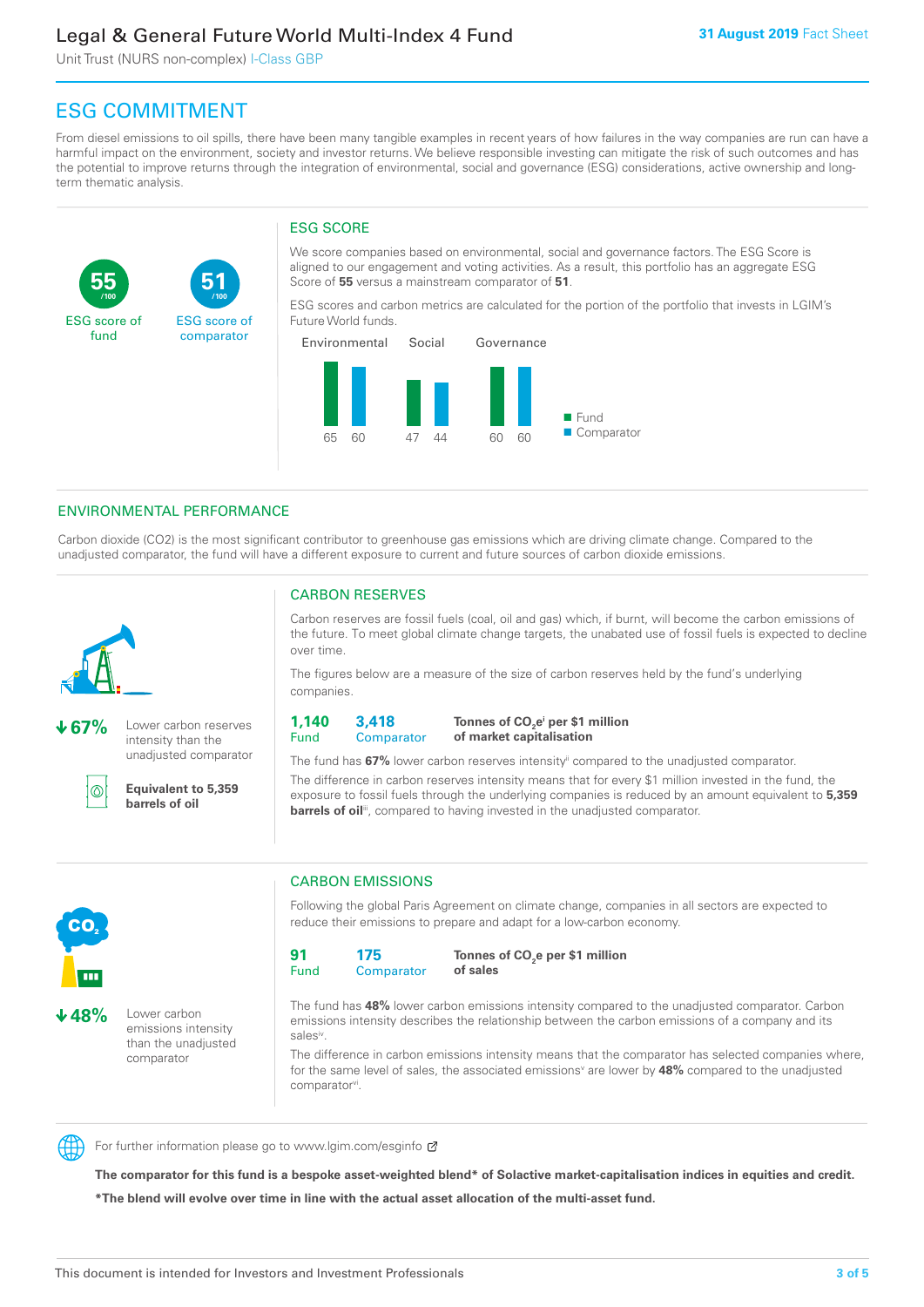# ESG COMMITMENT

From diesel emissions to oil spills, there have been many tangible examples in recent years of how failures in the way companies are run can have a harmful impact on the environment, society and investor returns. We believe responsible investing can mitigate the risk of such outcomes and has the potential to improve returns through the integration of environmental, social and governance (ESG) considerations, active ownership and long-term thematic analysis.

**55** /100 ESG score of fund

**51** /100 ESG score of comparator

## ESG SCORE

We score companies based on environmental, social and governance factors. The ESG Score is aligned to our engagement and voting activities. As a result, this portfolio has an aggregate ESG Score of **55** versus a mainstream comparator of **51**.

ESG scores and carbon metrics are calculated for the portion of the portfolio that invests in LGIM's Future World funds.

| | Environmental | Social | Governance |
|---|---|---|---|
| Fund | 65 | 47 | 60 |
| Comparator | 60 | 44 | 60 |

## ENVIRONMENTAL PERFORMANCE

Carbon dioxide (CO2) is the most significant contributor to greenhouse gas emissions which are driving climate change. Compared to the unadjusted comparator, the fund will have a different exposure to current and future sources of carbon dioxide emissions.

**↓67%** Lower carbon reserves intensity than the unadjusted comparator

**Equivalent to 5,359 barrels of oil**

### CARBON RESERVES

Carbon reserves are fossil fuels (coal, oil and gas) which, if burnt, will become the carbon emissions of the future. To meet global climate change targets, the unabated use of fossil fuels is expected to decline over time.

The figures below are a measure of the size of carbon reserves held by the fund's underlying companies.

**1,140** Fund | **3,418** Comparator | **Tonnes of $CO_2e$[i] per $1 million of market capitalisation**

The fund has **67%** lower carbon reserves intensity[ii] compared to the unadjusted comparator.

The difference in carbon reserves intensity means that for every $1 million invested in the fund, the exposure to fossil fuels through the underlying companies is reduced by an amount equivalent to **5,359 barrels of oil**[iii], compared to having invested in the unadjusted comparator.

**↓48%** Lower carbon emissions intensity than the unadjusted comparator

### CARBON EMISSIONS

Following the global Paris Agreement on climate change, companies in all sectors are expected to reduce their emissions to prepare and adapt for a low-carbon economy.

**91** Fund | **175** Comparator | **Tonnes of $CO_2e$ per $1 million of sales**

The fund has **48%** lower carbon emissions intensity compared to the unadjusted comparator. Carbon emissions intensity describes the relationship between the carbon emissions of a company and its sales[iv].

The difference in carbon emissions intensity means that the comparator has selected companies where, for the same level of sales, the associated emissions[v] are lower by **48%** compared to the unadjusted comparator[vi].

For further information please go to www.lgim.com/esginfo

**The comparator for this fund is a bespoke asset-weighted blend* of Solactive market-capitalisation indices in equities and credit.**

***The blend will evolve over time in line with the actual asset allocation of the multi-asset fund.**

This document is intended for Investors and Investment Professionals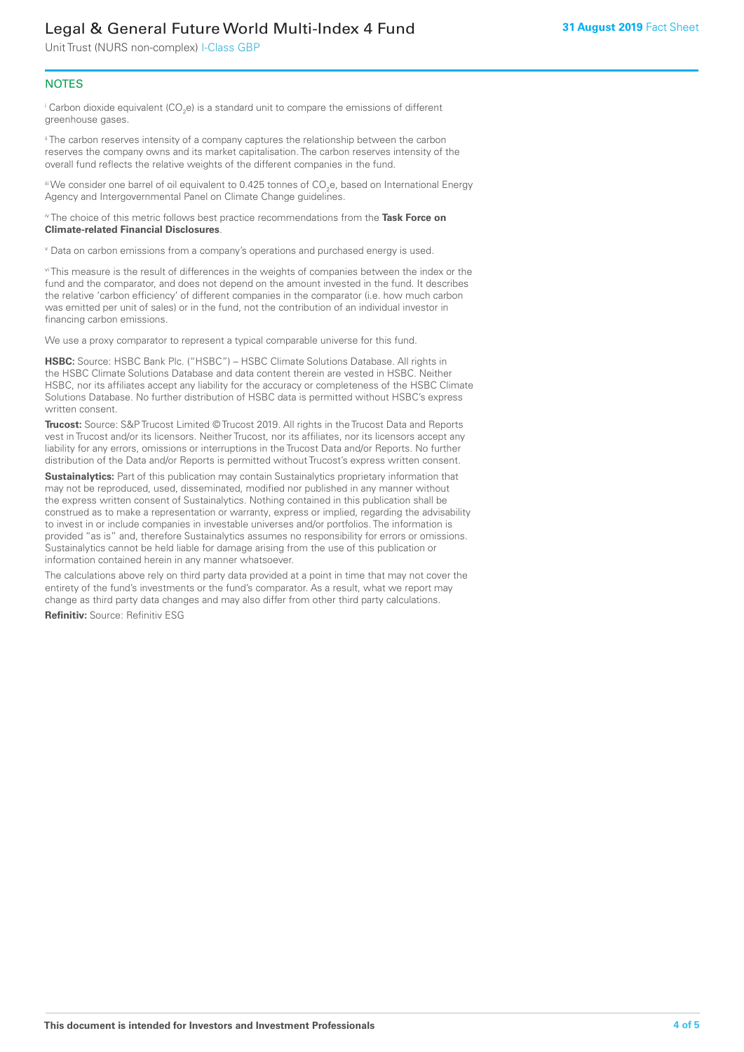## NOTES

[i] Carbon dioxide equivalent ($CO_2$e) is a standard unit to compare the emissions of different greenhouse gases.

[ii] The carbon reserves intensity of a company captures the relationship between the carbon reserves the company owns and its market capitalisation. The carbon reserves intensity of the overall fund reflects the relative weights of the different companies in the fund.

[iii] We consider one barrel of oil equivalent to 0.425 tonnes of $CO_2$e, based on International Energy Agency and Intergovernmental Panel on Climate Change guidelines.

[iv] The choice of this metric follows best practice recommendations from the **Task Force on Climate-related Financial Disclosures**.

[v] Data on carbon emissions from a company's operations and purchased energy is used.

[vi] This measure is the result of differences in the weights of companies between the index or the fund and the comparator, and does not depend on the amount invested in the fund. It describes the relative 'carbon efficiency' of different companies in the comparator (i.e. how much carbon was emitted per unit of sales) or in the fund, not the contribution of an individual investor in financing carbon emissions.

We use a proxy comparator to represent a typical comparable universe for this fund.

**HSBC:** Source: HSBC Bank Plc. ("HSBC") – HSBC Climate Solutions Database. All rights in the HSBC Climate Solutions Database and data content therein are vested in HSBC. Neither HSBC, nor its affiliates accept any liability for the accuracy or completeness of the HSBC Climate Solutions Database. No further distribution of HSBC data is permitted without HSBC's express written consent.

**Trucost:** Source: S&P Trucost Limited © Trucost 2019. All rights in the Trucost Data and Reports vest in Trucost and/or its licensors. Neither Trucost, nor its affiliates, nor its licensors accept any liability for any errors, omissions or interruptions in the Trucost Data and/or Reports. No further distribution of the Data and/or Reports is permitted without Trucost's express written consent.

**Sustainalytics:** Part of this publication may contain Sustainalytics proprietary information that may not be reproduced, used, disseminated, modified nor published in any manner without the express written consent of Sustainalytics. Nothing contained in this publication shall be construed as to make a representation or warranty, express or implied, regarding the advisability to invest in or include companies in investable universes and/or portfolios. The information is provided "as is" and, therefore Sustainalytics assumes no responsibility for errors or omissions. Sustainalytics cannot be held liable for damage arising from the use of this publication or information contained herein in any manner whatsoever.

The calculations above rely on third party data provided at a point in time that may not cover the entirety of the fund's investments or the fund's comparator. As a result, what we report may change as third party data changes and may also differ from other third party calculations.

**Refinitiv:** Source: Refinitiv ESG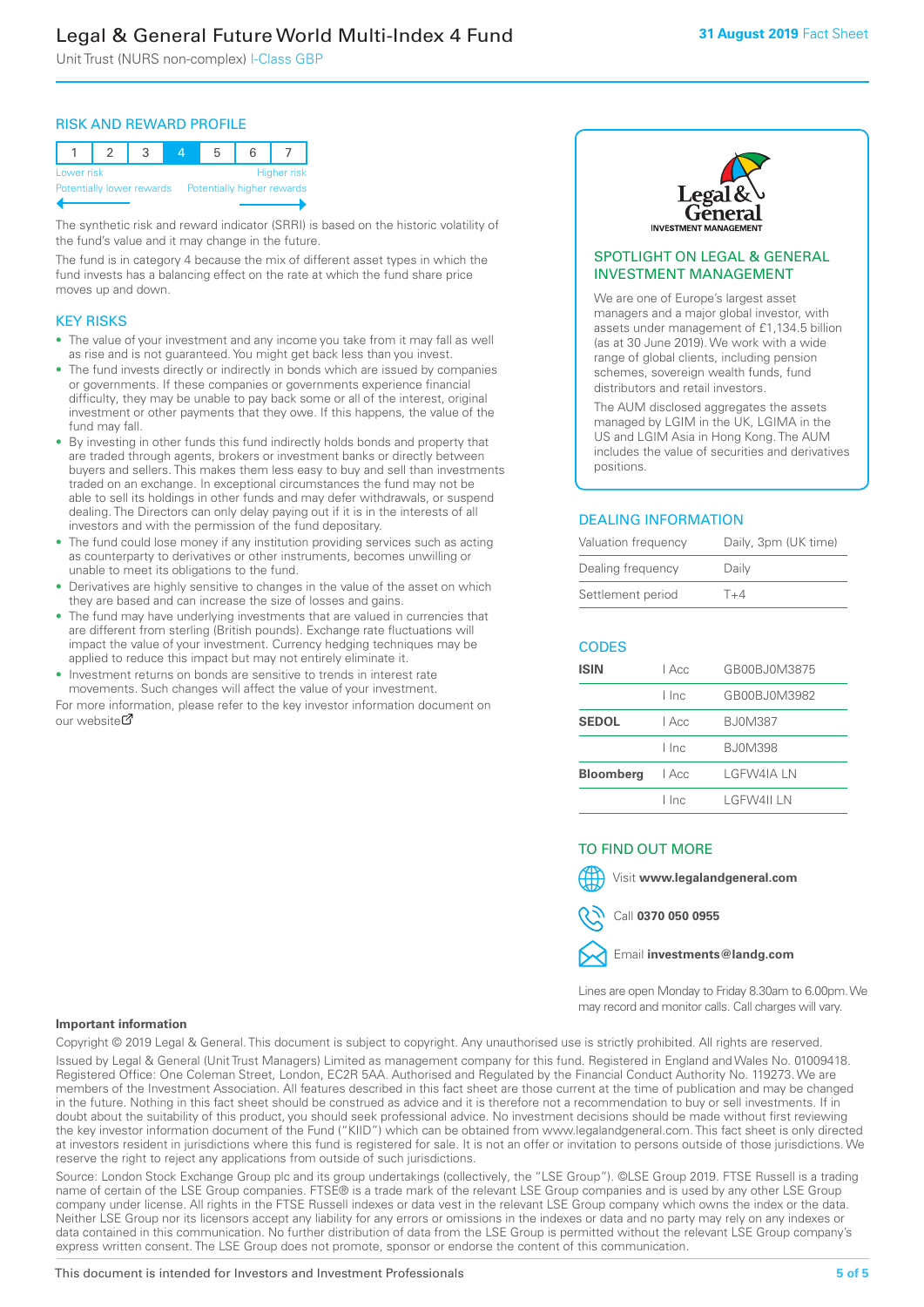# Legal & General Future World Multi-Index 4 Fund

Unit Trust (NURS non-complex) I-Class GBP

31 August 2019 Fact Sheet

## RISK AND REWARD PROFILE

| 1 | 2 | 3 | 4 | 5 | 6 | 7 |
|---|---|---|---|---|---|---|

Lower risk — Higher risk

Potentially lower rewards — Potentially higher rewards

The synthetic risk and reward indicator (SRRI) is based on the historic volatility of the fund's value and it may change in the future.

The fund is in category 4 because the mix of different asset types in which the fund invests has a balancing effect on the rate at which the fund share price moves up and down.

## KEY RISKS

- The value of your investment and any income you take from it may fall as well as rise and is not guaranteed. You might get back less than you invest.
- The fund invests directly or indirectly in bonds which are issued by companies or governments. If these companies or governments experience financial difficulty, they may be unable to pay back some or all of the interest, original investment or other payments that they owe. If this happens, the value of the fund may fall.
- By investing in other funds this fund indirectly holds bonds and property that are traded through agents, brokers or investment banks or directly between buyers and sellers. This makes them less easy to buy and sell than investments traded on an exchange. In exceptional circumstances the fund may not be able to sell its holdings in other funds and may defer withdrawals, or suspend dealing. The Directors can only delay paying out if it is in the interests of all investors and with the permission of the fund depositary.
- The fund could lose money if any institution providing services such as acting as counterparty to derivatives or other instruments, becomes unwilling or unable to meet its obligations to the fund.
- Derivatives are highly sensitive to changes in the value of the asset on which they are based and can increase the size of losses and gains.
- The fund may have underlying investments that are valued in currencies that are different from sterling (British pounds). Exchange rate fluctuations will impact the value of your investment. Currency hedging techniques may be applied to reduce this impact but may not entirely eliminate it.
- Investment returns on bonds are sensitive to trends in interest rate movements. Such changes will affect the value of your investment.

For more information, please refer to the key investor information document on our website

## SPOTLIGHT ON LEGAL & GENERAL INVESTMENT MANAGEMENT

We are one of Europe's largest asset managers and a major global investor, with assets under management of £1,134.5 billion (as at 30 June 2019). We work with a wide range of global clients, including pension schemes, sovereign wealth funds, fund distributors and retail investors.

The AUM disclosed aggregates the assets managed by LGIM in the UK, LGIMA in the US and LGIM Asia in Hong Kong. The AUM includes the value of securities and derivatives positions.

## DEALING INFORMATION

| | |
|---|---|
| Valuation frequency | Daily, 3pm (UK time) |
| Dealing frequency | Daily |
| Settlement period | T+4 |

## CODES

| | | |
|---|---|---|
| **ISIN** | I Acc | GB00BJ0M3875 |
| | I Inc | GB00BJ0M3982 |
| **SEDOL** | I Acc | BJ0M387 |
| | I Inc | BJ0M398 |
| **Bloomberg** | I Acc | LGFW4IA LN |
| | I Inc | LGFW4II LN |

## TO FIND OUT MORE

Visit **www.legalandgeneral.com**

Call **0370 050 0955**

Email **investments@landg.com**

Lines are open Monday to Friday 8.30am to 6.00pm. We may record and monitor calls. Call charges will vary.

**Important information**

Copyright © 2019 Legal & General. This document is subject to copyright. Any unauthorised use is strictly prohibited. All rights are reserved.

Issued by Legal & General (Unit Trust Managers) Limited as management company for this fund. Registered in England and Wales No. 01009418. Registered Office: One Coleman Street, London, EC2R 5AA. Authorised and Regulated by the Financial Conduct Authority No. 119273. We are members of the Investment Association. All features described in this fact sheet are those current at the time of publication and may be changed in the future. Nothing in this fact sheet should be construed as advice and it is therefore not a recommendation to buy or sell investments. If in doubt about the suitability of this product, you should seek professional advice. No investment decisions should be made without first reviewing the key investor information document of the Fund ("KIID") which can be obtained from www.legalandgeneral.com. This fact sheet is only directed at investors resident in jurisdictions where this fund is registered for sale. It is not an offer or invitation to persons outside of those jurisdictions. We reserve the right to reject any applications from outside of such jurisdictions.

Source: London Stock Exchange Group plc and its group undertakings (collectively, the "LSE Group"). ©LSE Group 2019. FTSE Russell is a trading name of certain of the LSE Group companies. FTSE® is a trade mark of the relevant LSE Group companies and is used by any other LSE Group company under license. All rights in the FTSE Russell indexes or data vest in the relevant LSE Group company which owns the index or the data. Neither LSE Group nor its licensors accept any liability for any errors or omissions in the indexes or data and no party may rely on any indexes or data contained in this communication. No further distribution of data from the LSE Group is permitted without the relevant LSE Group company's express written consent. The LSE Group does not promote, sponsor or endorse the content of this communication.

This document is intended for Investors and Investment Professionals